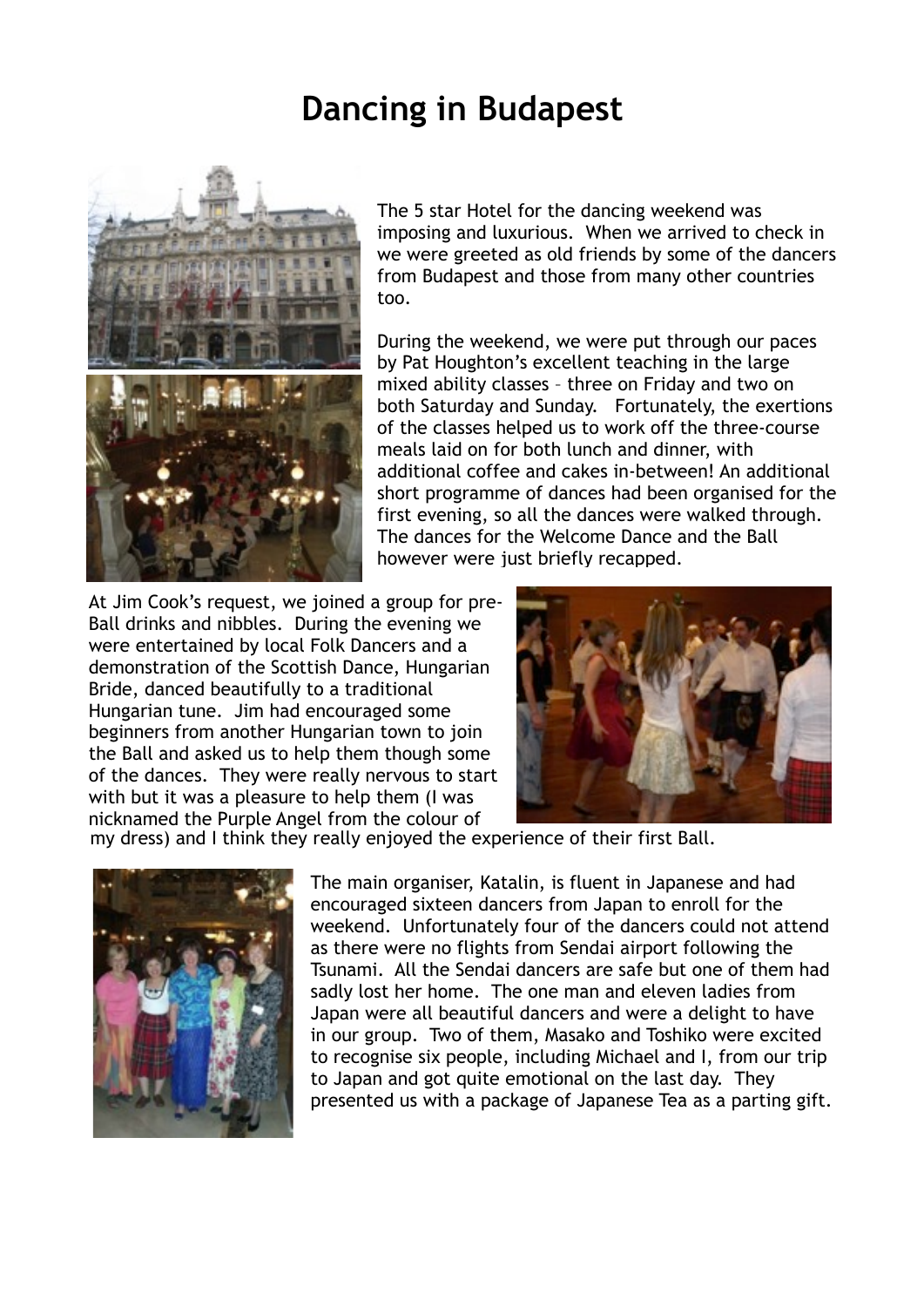# Dancing in Budapest

The 5 star Hotel for the dancing weekend was imposing and luxurious. When we arrived to check in we were greeted as old friends by some of the dancers from Budapest and those from many other countries too.

During the weekend, we were put through our paces by Pat Houghton's excellent teaching in the large mixed ability classes – three on Friday and two on both Saturday and Sunday. Fortunately, the exertions of the classes helped us to work off the three-course meals laid on for both lunch and dinner, with additional coffee and cakes in-between! An additional short programme of dances had been organised for the first evening, so all the dances were walked through. The dances for the Welcome Dance and the Ball however were just briefly recapped.

At Jim Cook's request, we joined a group for pre-Ball drinks and nibbles. During the evening we were entertained by local Folk Dancers and a demonstration of the Scottish Dance, Hungarian Bride, danced beautifully to a traditional Hungarian tune. Jim had encouraged some beginners from another Hungarian town to join the Ball and asked us to help them though some of the dances. They were really nervous to start with but it was a pleasure to help them (I was nicknamed the Purple Angel from the colour of my dress) and I think they really enjoyed the experience of their first Ball.

The main organiser, Katalin, is fluent in Japanese and had encouraged sixteen dancers from Japan to enroll for the weekend. Unfortunately four of the dancers could not attend as there were no flights from Sendai airport following the Tsunami. All the Sendai dancers are safe but one of them had sadly lost her home. The one man and eleven ladies from Japan were all beautiful dancers and were a delight to have in our group. Two of them, Masako and Toshiko were excited to recognise six people, including Michael and I, from our trip to Japan and got quite emotional on the last day. They presented us with a package of Japanese Tea as a parting gift.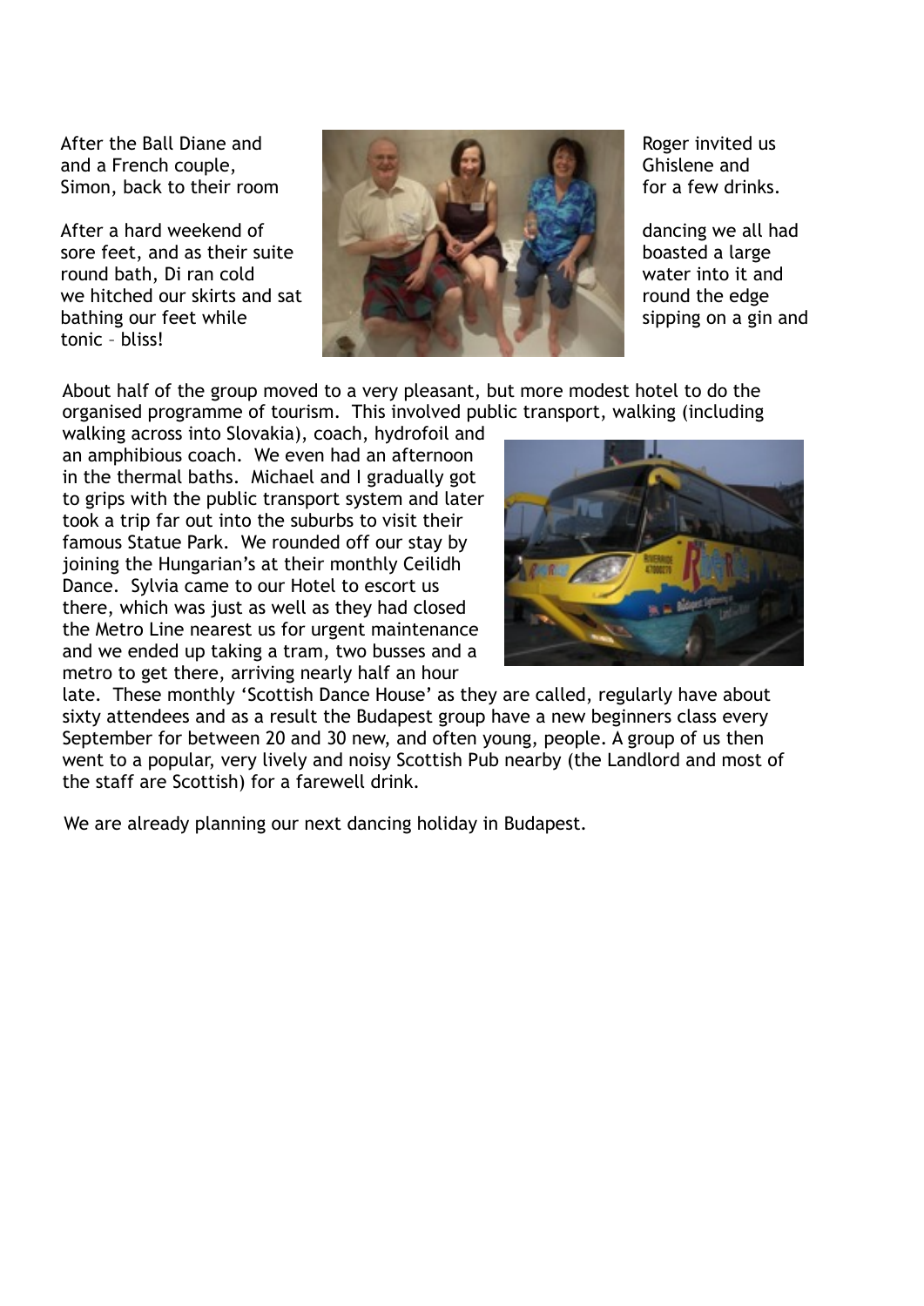After the Ball Diane and Roger invited us and a French couple, Ghislene and Simon, back to their room for a few drinks.

After a hard weekend of dancing we all had sore feet, and as their suite boasted a large round bath, Di ran cold water into it and we hitched our skirts and sat round the edge bathing our feet while sipping on a gin and tonic – bliss!

About half of the group moved to a very pleasant, but more modest hotel to do the organised programme of tourism. This involved public transport, walking (including walking across into Slovakia), coach, hydrofoil and an amphibious coach. We even had an afternoon in the thermal baths. Michael and I gradually got to grips with the public transport system and later took a trip far out into the suburbs to visit their famous Statue Park. We rounded off our stay by joining the Hungarian's at their monthly Ceilidh Dance. Sylvia came to our Hotel to escort us there, which was just as well as they had closed the Metro Line nearest us for urgent maintenance and we ended up taking a tram, two busses and a metro to get there, arriving nearly half an hour late. These monthly 'Scottish Dance House' as they are called, regularly have about sixty attendees and as a result the Budapest group have a new beginners class every September for between 20 and 30 new, and often young, people. A group of us then went to a popular, very lively and noisy Scottish Pub nearby (the Landlord and most of the staff are Scottish) for a farewell drink.

We are already planning our next dancing holiday in Budapest.